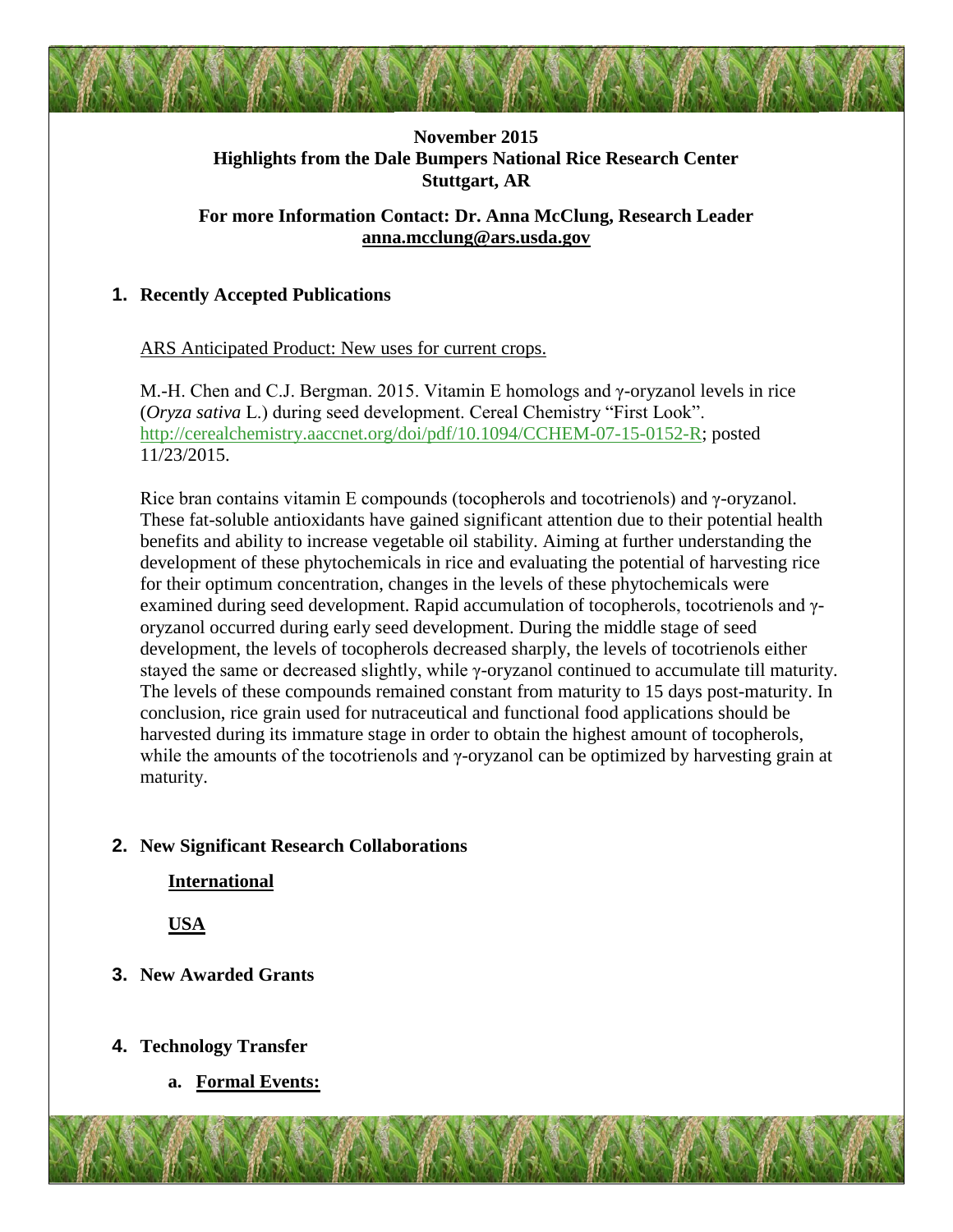**November 2015**
**Highlights from the Dale Bumpers National Rice Research Center**
**Stuttgart, AR**

**For more Information Contact: Dr. Anna McClung, Research Leader**
**anna.mcclung@ars.usda.gov**

## 1. Recently Accepted Publications

ARS Anticipated Product: New uses for current crops.

M.-H. Chen and C.J. Bergman. 2015. Vitamin E homologs and γ-oryzanol levels in rice (*Oryza sativa* L.) during seed development. Cereal Chemistry "First Look". http://cerealchemistry.aaccnet.org/doi/pdf/10.1094/CCHEM-07-15-0152-R; posted 11/23/2015.

Rice bran contains vitamin E compounds (tocopherols and tocotrienols) and γ-oryzanol. These fat-soluble antioxidants have gained significant attention due to their potential health benefits and ability to increase vegetable oil stability. Aiming at further understanding the development of these phytochemicals in rice and evaluating the potential of harvesting rice for their optimum concentration, changes in the levels of these phytochemicals were examined during seed development. Rapid accumulation of tocopherols, tocotrienols and γ-oryzanol occurred during early seed development. During the middle stage of seed development, the levels of tocopherols decreased sharply, the levels of tocotrienols either stayed the same or decreased slightly, while γ-oryzanol continued to accumulate till maturity. The levels of these compounds remained constant from maturity to 15 days post-maturity. In conclusion, rice grain used for nutraceutical and functional food applications should be harvested during its immature stage in order to obtain the highest amount of tocopherols, while the amounts of the tocotrienols and γ-oryzanol can be optimized by harvesting grain at maturity.

## 2. New Significant Research Collaborations

**International**

**USA**

## 3. New Awarded Grants

## 4. Technology Transfer

### a. Formal Events: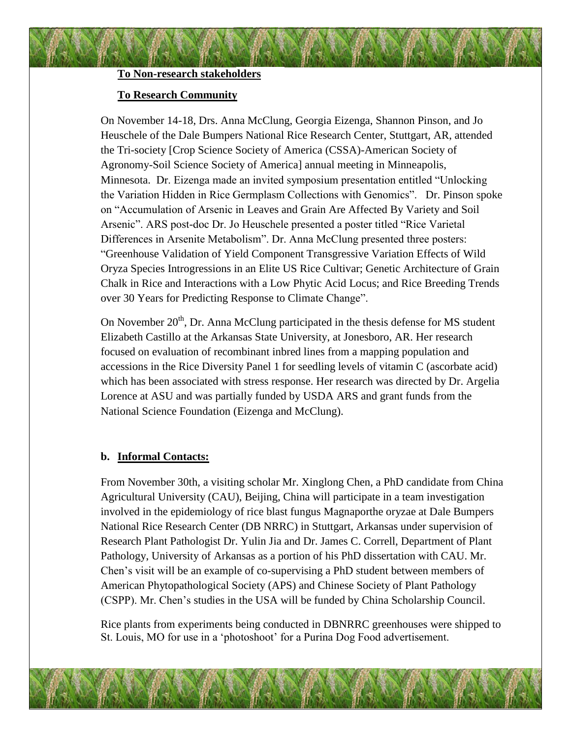**To Non-research stakeholders**

**To Research Community**

On November 14-18, Drs. Anna McClung, Georgia Eizenga, Shannon Pinson, and Jo Heuschele of the Dale Bumpers National Rice Research Center, Stuttgart, AR, attended the Tri-society [Crop Science Society of America (CSSA)-American Society of Agronomy-Soil Science Society of America] annual meeting in Minneapolis, Minnesota. Dr. Eizenga made an invited symposium presentation entitled "Unlocking the Variation Hidden in Rice Germplasm Collections with Genomics". Dr. Pinson spoke on "Accumulation of Arsenic in Leaves and Grain Are Affected By Variety and Soil Arsenic". ARS post-doc Dr. Jo Heuschele presented a poster titled "Rice Varietal Differences in Arsenite Metabolism". Dr. Anna McClung presented three posters: "Greenhouse Validation of Yield Component Transgressive Variation Effects of Wild Oryza Species Introgressions in an Elite US Rice Cultivar; Genetic Architecture of Grain Chalk in Rice and Interactions with a Low Phytic Acid Locus; and Rice Breeding Trends over 30 Years for Predicting Response to Climate Change".

On November 20th, Dr. Anna McClung participated in the thesis defense for MS student Elizabeth Castillo at the Arkansas State University, at Jonesboro, AR. Her research focused on evaluation of recombinant inbred lines from a mapping population and accessions in the Rice Diversity Panel 1 for seedling levels of vitamin C (ascorbate acid) which has been associated with stress response. Her research was directed by Dr. Argelia Lorence at ASU and was partially funded by USDA ARS and grant funds from the National Science Foundation (Eizenga and McClung).

### b. Informal Contacts:

From November 30th, a visiting scholar Mr. Xinglong Chen, a PhD candidate from China Agricultural University (CAU), Beijing, China will participate in a team investigation involved in the epidemiology of rice blast fungus Magnaporthe oryzae at Dale Bumpers National Rice Research Center (DB NRRC) in Stuttgart, Arkansas under supervision of Research Plant Pathologist Dr. Yulin Jia and Dr. James C. Correll, Department of Plant Pathology, University of Arkansas as a portion of his PhD dissertation with CAU. Mr. Chen's visit will be an example of co-supervising a PhD student between members of American Phytopathological Society (APS) and Chinese Society of Plant Pathology (CSPP). Mr. Chen's studies in the USA will be funded by China Scholarship Council.

Rice plants from experiments being conducted in DBNRRC greenhouses were shipped to St. Louis, MO for use in a 'photoshoot' for a Purina Dog Food advertisement.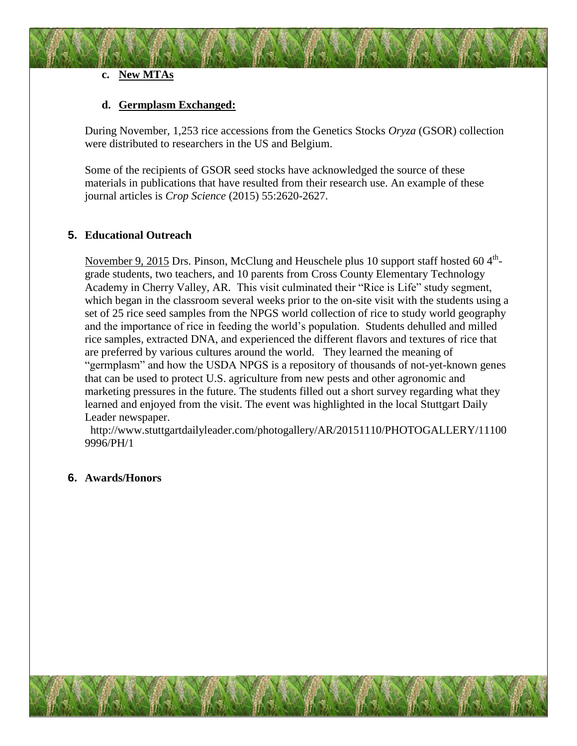**c. New MTAs**

**d. Germplasm Exchanged:**

During November, 1,253 rice accessions from the Genetics Stocks *Oryza* (GSOR) collection were distributed to researchers in the US and Belgium.

Some of the recipients of GSOR seed stocks have acknowledged the source of these materials in publications that have resulted from their research use. An example of these journal articles is *Crop Science* (2015) 55:2620-2627.

## 5. Educational Outreach

November 9, 2015 Drs. Pinson, McClung and Heuschele plus 10 support staff hosted 60 4$^{th}$-grade students, two teachers, and 10 parents from Cross County Elementary Technology Academy in Cherry Valley, AR. This visit culminated their "Rice is Life" study segment, which began in the classroom several weeks prior to the on-site visit with the students using a set of 25 rice seed samples from the NPGS world collection of rice to study world geography and the importance of rice in feeding the world's population. Students dehulled and milled rice samples, extracted DNA, and experienced the different flavors and textures of rice that are preferred by various cultures around the world. They learned the meaning of "germplasm" and how the USDA NPGS is a repository of thousands of not-yet-known genes that can be used to protect U.S. agriculture from new pests and other agronomic and marketing pressures in the future. The students filled out a short survey regarding what they learned and enjoyed from the visit. The event was highlighted in the local Stuttgart Daily Leader newspaper.
http://www.stuttgartdailyleader.com/photogallery/AR/20151110/PHOTOGALLERY/111009996/PH/1

## 6. Awards/Honors